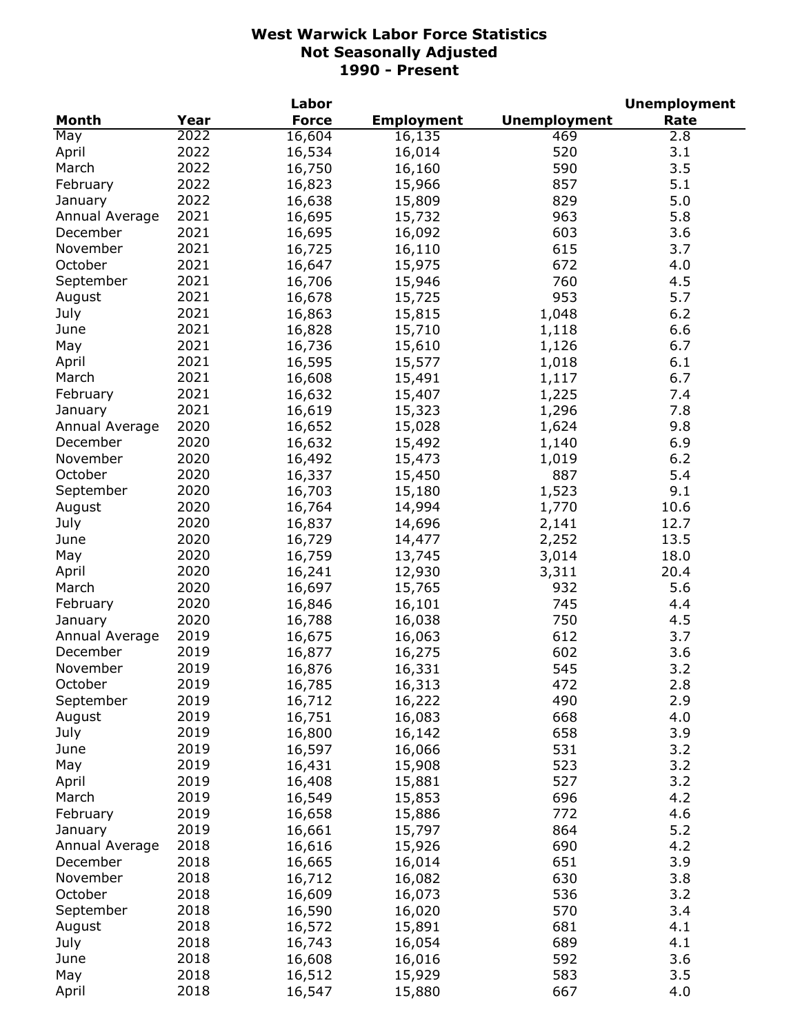# West Warwick Labor Force Statistics
## Not Seasonally Adjusted
## 1990 - Present

| Month | Year | Labor Force | Employment | Unemployment | Unemployment Rate |
|---|---|---|---|---|---|
| May | 2022 | 16,604 | 16,135 | 469 | 2.8 |
| April | 2022 | 16,534 | 16,014 | 520 | 3.1 |
| March | 2022 | 16,750 | 16,160 | 590 | 3.5 |
| February | 2022 | 16,823 | 15,966 | 857 | 5.1 |
| January | 2022 | 16,638 | 15,809 | 829 | 5.0 |
| Annual Average | 2021 | 16,695 | 15,732 | 963 | 5.8 |
| December | 2021 | 16,695 | 16,092 | 603 | 3.6 |
| November | 2021 | 16,725 | 16,110 | 615 | 3.7 |
| October | 2021 | 16,647 | 15,975 | 672 | 4.0 |
| September | 2021 | 16,706 | 15,946 | 760 | 4.5 |
| August | 2021 | 16,678 | 15,725 | 953 | 5.7 |
| July | 2021 | 16,863 | 15,815 | 1,048 | 6.2 |
| June | 2021 | 16,828 | 15,710 | 1,118 | 6.6 |
| May | 2021 | 16,736 | 15,610 | 1,126 | 6.7 |
| April | 2021 | 16,595 | 15,577 | 1,018 | 6.1 |
| March | 2021 | 16,608 | 15,491 | 1,117 | 6.7 |
| February | 2021 | 16,632 | 15,407 | 1,225 | 7.4 |
| January | 2021 | 16,619 | 15,323 | 1,296 | 7.8 |
| Annual Average | 2020 | 16,652 | 15,028 | 1,624 | 9.8 |
| December | 2020 | 16,632 | 15,492 | 1,140 | 6.9 |
| November | 2020 | 16,492 | 15,473 | 1,019 | 6.2 |
| October | 2020 | 16,337 | 15,450 | 887 | 5.4 |
| September | 2020 | 16,703 | 15,180 | 1,523 | 9.1 |
| August | 2020 | 16,764 | 14,994 | 1,770 | 10.6 |
| July | 2020 | 16,837 | 14,696 | 2,141 | 12.7 |
| June | 2020 | 16,729 | 14,477 | 2,252 | 13.5 |
| May | 2020 | 16,759 | 13,745 | 3,014 | 18.0 |
| April | 2020 | 16,241 | 12,930 | 3,311 | 20.4 |
| March | 2020 | 16,697 | 15,765 | 932 | 5.6 |
| February | 2020 | 16,846 | 16,101 | 745 | 4.4 |
| January | 2020 | 16,788 | 16,038 | 750 | 4.5 |
| Annual Average | 2019 | 16,675 | 16,063 | 612 | 3.7 |
| December | 2019 | 16,877 | 16,275 | 602 | 3.6 |
| November | 2019 | 16,876 | 16,331 | 545 | 3.2 |
| October | 2019 | 16,785 | 16,313 | 472 | 2.8 |
| September | 2019 | 16,712 | 16,222 | 490 | 2.9 |
| August | 2019 | 16,751 | 16,083 | 668 | 4.0 |
| July | 2019 | 16,800 | 16,142 | 658 | 3.9 |
| June | 2019 | 16,597 | 16,066 | 531 | 3.2 |
| May | 2019 | 16,431 | 15,908 | 523 | 3.2 |
| April | 2019 | 16,408 | 15,881 | 527 | 3.2 |
| March | 2019 | 16,549 | 15,853 | 696 | 4.2 |
| February | 2019 | 16,658 | 15,886 | 772 | 4.6 |
| January | 2019 | 16,661 | 15,797 | 864 | 5.2 |
| Annual Average | 2018 | 16,616 | 15,926 | 690 | 4.2 |
| December | 2018 | 16,665 | 16,014 | 651 | 3.9 |
| November | 2018 | 16,712 | 16,082 | 630 | 3.8 |
| October | 2018 | 16,609 | 16,073 | 536 | 3.2 |
| September | 2018 | 16,590 | 16,020 | 570 | 3.4 |
| August | 2018 | 16,572 | 15,891 | 681 | 4.1 |
| July | 2018 | 16,743 | 16,054 | 689 | 4.1 |
| June | 2018 | 16,608 | 16,016 | 592 | 3.6 |
| May | 2018 | 16,512 | 15,929 | 583 | 3.5 |
| April | 2018 | 16,547 | 15,880 | 667 | 4.0 |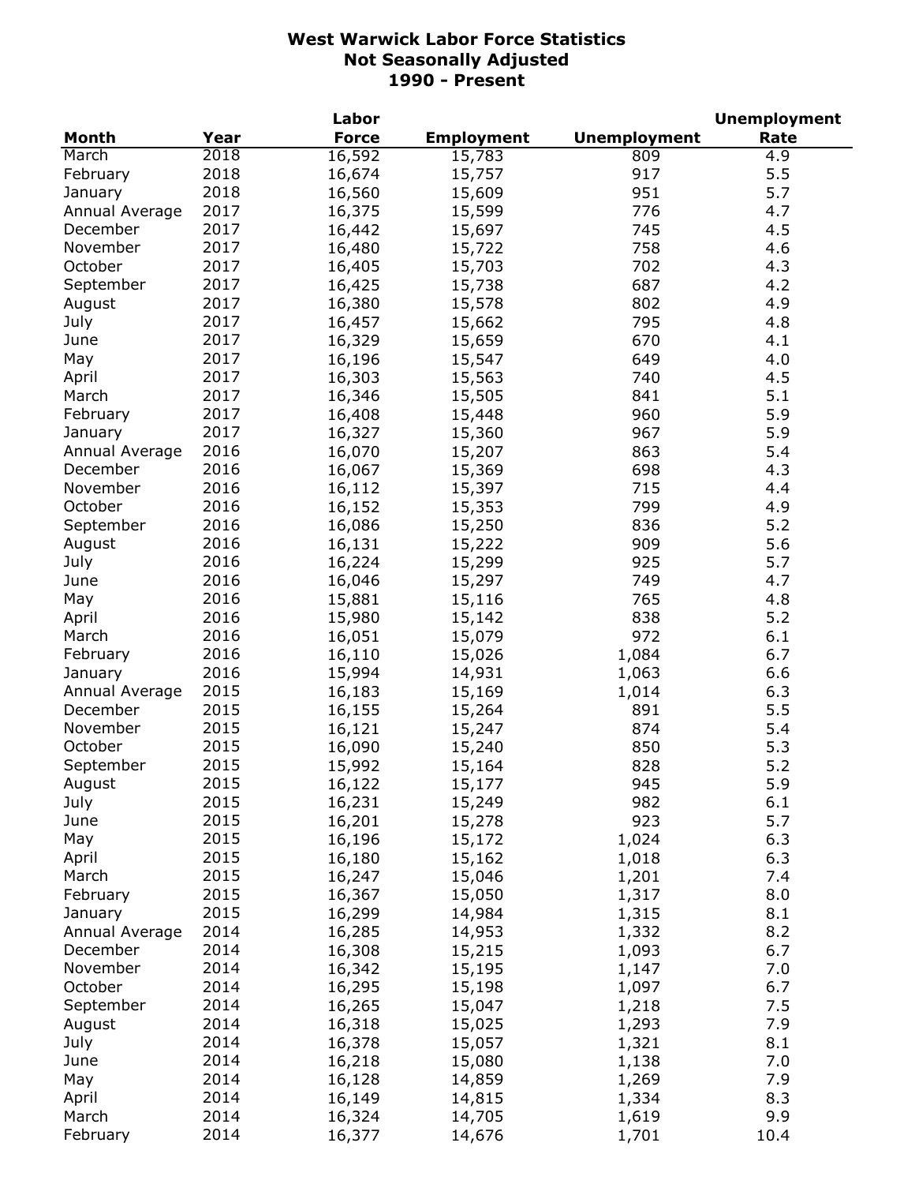# West Warwick Labor Force Statistics
## Not Seasonally Adjusted
## 1990 - Present

| Month | Year | Labor Force | Employment | Unemployment | Unemployment Rate |
|---|---|---|---|---|---|
| March | 2018 | 16,592 | 15,783 | 809 | 4.9 |
| February | 2018 | 16,674 | 15,757 | 917 | 5.5 |
| January | 2018 | 16,560 | 15,609 | 951 | 5.7 |
| Annual Average | 2017 | 16,375 | 15,599 | 776 | 4.7 |
| December | 2017 | 16,442 | 15,697 | 745 | 4.5 |
| November | 2017 | 16,480 | 15,722 | 758 | 4.6 |
| October | 2017 | 16,405 | 15,703 | 702 | 4.3 |
| September | 2017 | 16,425 | 15,738 | 687 | 4.2 |
| August | 2017 | 16,380 | 15,578 | 802 | 4.9 |
| July | 2017 | 16,457 | 15,662 | 795 | 4.8 |
| June | 2017 | 16,329 | 15,659 | 670 | 4.1 |
| May | 2017 | 16,196 | 15,547 | 649 | 4.0 |
| April | 2017 | 16,303 | 15,563 | 740 | 4.5 |
| March | 2017 | 16,346 | 15,505 | 841 | 5.1 |
| February | 2017 | 16,408 | 15,448 | 960 | 5.9 |
| January | 2017 | 16,327 | 15,360 | 967 | 5.9 |
| Annual Average | 2016 | 16,070 | 15,207 | 863 | 5.4 |
| December | 2016 | 16,067 | 15,369 | 698 | 4.3 |
| November | 2016 | 16,112 | 15,397 | 715 | 4.4 |
| October | 2016 | 16,152 | 15,353 | 799 | 4.9 |
| September | 2016 | 16,086 | 15,250 | 836 | 5.2 |
| August | 2016 | 16,131 | 15,222 | 909 | 5.6 |
| July | 2016 | 16,224 | 15,299 | 925 | 5.7 |
| June | 2016 | 16,046 | 15,297 | 749 | 4.7 |
| May | 2016 | 15,881 | 15,116 | 765 | 4.8 |
| April | 2016 | 15,980 | 15,142 | 838 | 5.2 |
| March | 2016 | 16,051 | 15,079 | 972 | 6.1 |
| February | 2016 | 16,110 | 15,026 | 1,084 | 6.7 |
| January | 2016 | 15,994 | 14,931 | 1,063 | 6.6 |
| Annual Average | 2015 | 16,183 | 15,169 | 1,014 | 6.3 |
| December | 2015 | 16,155 | 15,264 | 891 | 5.5 |
| November | 2015 | 16,121 | 15,247 | 874 | 5.4 |
| October | 2015 | 16,090 | 15,240 | 850 | 5.3 |
| September | 2015 | 15,992 | 15,164 | 828 | 5.2 |
| August | 2015 | 16,122 | 15,177 | 945 | 5.9 |
| July | 2015 | 16,231 | 15,249 | 982 | 6.1 |
| June | 2015 | 16,201 | 15,278 | 923 | 5.7 |
| May | 2015 | 16,196 | 15,172 | 1,024 | 6.3 |
| April | 2015 | 16,180 | 15,162 | 1,018 | 6.3 |
| March | 2015 | 16,247 | 15,046 | 1,201 | 7.4 |
| February | 2015 | 16,367 | 15,050 | 1,317 | 8.0 |
| January | 2015 | 16,299 | 14,984 | 1,315 | 8.1 |
| Annual Average | 2014 | 16,285 | 14,953 | 1,332 | 8.2 |
| December | 2014 | 16,308 | 15,215 | 1,093 | 6.7 |
| November | 2014 | 16,342 | 15,195 | 1,147 | 7.0 |
| October | 2014 | 16,295 | 15,198 | 1,097 | 6.7 |
| September | 2014 | 16,265 | 15,047 | 1,218 | 7.5 |
| August | 2014 | 16,318 | 15,025 | 1,293 | 7.9 |
| July | 2014 | 16,378 | 15,057 | 1,321 | 8.1 |
| June | 2014 | 16,218 | 15,080 | 1,138 | 7.0 |
| May | 2014 | 16,128 | 14,859 | 1,269 | 7.9 |
| April | 2014 | 16,149 | 14,815 | 1,334 | 8.3 |
| March | 2014 | 16,324 | 14,705 | 1,619 | 9.9 |
| February | 2014 | 16,377 | 14,676 | 1,701 | 10.4 |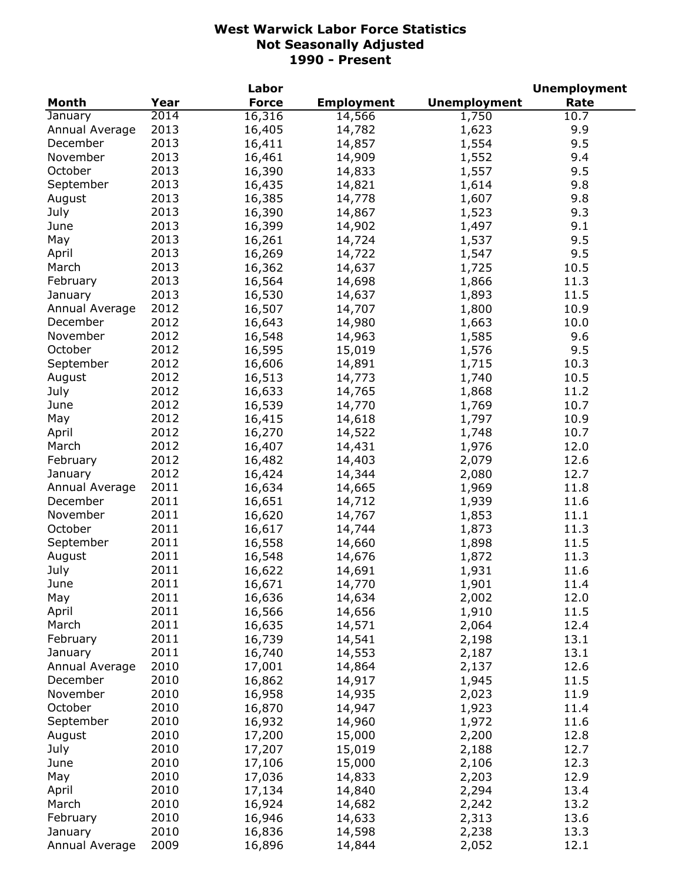# West Warwick Labor Force Statistics
## Not Seasonally Adjusted
## 1990 - Present

| Month | Year | Labor Force | Employment | Unemployment | Unemployment Rate |
|---|---|---|---|---|---|
| January | 2014 | 16,316 | 14,566 | 1,750 | 10.7 |
| Annual Average | 2013 | 16,405 | 14,782 | 1,623 | 9.9 |
| December | 2013 | 16,411 | 14,857 | 1,554 | 9.5 |
| November | 2013 | 16,461 | 14,909 | 1,552 | 9.4 |
| October | 2013 | 16,390 | 14,833 | 1,557 | 9.5 |
| September | 2013 | 16,435 | 14,821 | 1,614 | 9.8 |
| August | 2013 | 16,385 | 14,778 | 1,607 | 9.8 |
| July | 2013 | 16,390 | 14,867 | 1,523 | 9.3 |
| June | 2013 | 16,399 | 14,902 | 1,497 | 9.1 |
| May | 2013 | 16,261 | 14,724 | 1,537 | 9.5 |
| April | 2013 | 16,269 | 14,722 | 1,547 | 9.5 |
| March | 2013 | 16,362 | 14,637 | 1,725 | 10.5 |
| February | 2013 | 16,564 | 14,698 | 1,866 | 11.3 |
| January | 2013 | 16,530 | 14,637 | 1,893 | 11.5 |
| Annual Average | 2012 | 16,507 | 14,707 | 1,800 | 10.9 |
| December | 2012 | 16,643 | 14,980 | 1,663 | 10.0 |
| November | 2012 | 16,548 | 14,963 | 1,585 | 9.6 |
| October | 2012 | 16,595 | 15,019 | 1,576 | 9.5 |
| September | 2012 | 16,606 | 14,891 | 1,715 | 10.3 |
| August | 2012 | 16,513 | 14,773 | 1,740 | 10.5 |
| July | 2012 | 16,633 | 14,765 | 1,868 | 11.2 |
| June | 2012 | 16,539 | 14,770 | 1,769 | 10.7 |
| May | 2012 | 16,415 | 14,618 | 1,797 | 10.9 |
| April | 2012 | 16,270 | 14,522 | 1,748 | 10.7 |
| March | 2012 | 16,407 | 14,431 | 1,976 | 12.0 |
| February | 2012 | 16,482 | 14,403 | 2,079 | 12.6 |
| January | 2012 | 16,424 | 14,344 | 2,080 | 12.7 |
| Annual Average | 2011 | 16,634 | 14,665 | 1,969 | 11.8 |
| December | 2011 | 16,651 | 14,712 | 1,939 | 11.6 |
| November | 2011 | 16,620 | 14,767 | 1,853 | 11.1 |
| October | 2011 | 16,617 | 14,744 | 1,873 | 11.3 |
| September | 2011 | 16,558 | 14,660 | 1,898 | 11.5 |
| August | 2011 | 16,548 | 14,676 | 1,872 | 11.3 |
| July | 2011 | 16,622 | 14,691 | 1,931 | 11.6 |
| June | 2011 | 16,671 | 14,770 | 1,901 | 11.4 |
| May | 2011 | 16,636 | 14,634 | 2,002 | 12.0 |
| April | 2011 | 16,566 | 14,656 | 1,910 | 11.5 |
| March | 2011 | 16,635 | 14,571 | 2,064 | 12.4 |
| February | 2011 | 16,739 | 14,541 | 2,198 | 13.1 |
| January | 2011 | 16,740 | 14,553 | 2,187 | 13.1 |
| Annual Average | 2010 | 17,001 | 14,864 | 2,137 | 12.6 |
| December | 2010 | 16,862 | 14,917 | 1,945 | 11.5 |
| November | 2010 | 16,958 | 14,935 | 2,023 | 11.9 |
| October | 2010 | 16,870 | 14,947 | 1,923 | 11.4 |
| September | 2010 | 16,932 | 14,960 | 1,972 | 11.6 |
| August | 2010 | 17,200 | 15,000 | 2,200 | 12.8 |
| July | 2010 | 17,207 | 15,019 | 2,188 | 12.7 |
| June | 2010 | 17,106 | 15,000 | 2,106 | 12.3 |
| May | 2010 | 17,036 | 14,833 | 2,203 | 12.9 |
| April | 2010 | 17,134 | 14,840 | 2,294 | 13.4 |
| March | 2010 | 16,924 | 14,682 | 2,242 | 13.2 |
| February | 2010 | 16,946 | 14,633 | 2,313 | 13.6 |
| January | 2010 | 16,836 | 14,598 | 2,238 | 13.3 |
| Annual Average | 2009 | 16,896 | 14,844 | 2,052 | 12.1 |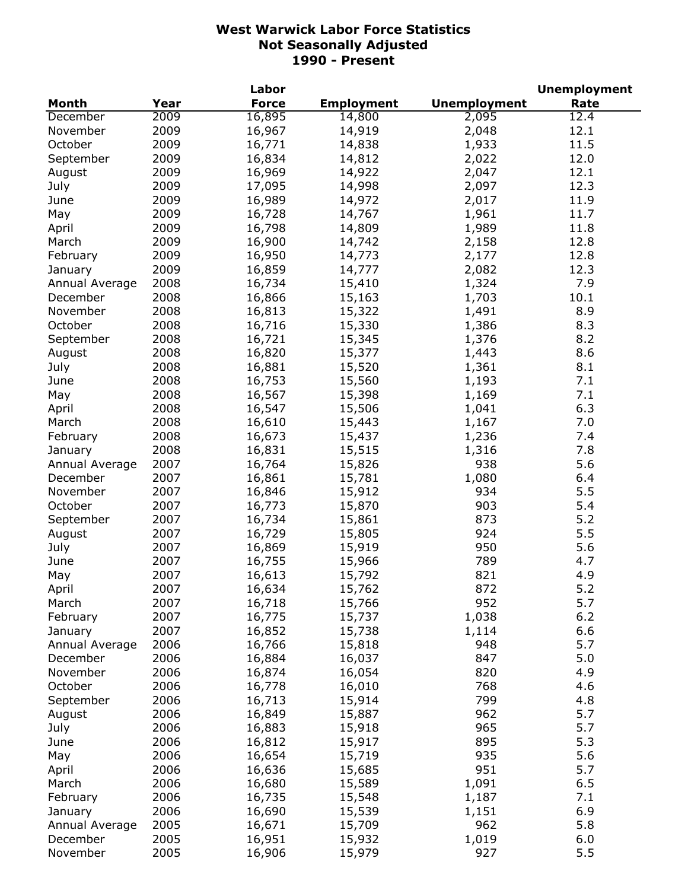# West Warwick Labor Force Statistics
## Not Seasonally Adjusted
## 1990 - Present

| Month | Year | Labor Force | Employment | Unemployment | Unemployment Rate |
|---|---|---|---|---|---|
| December | 2009 | 16,895 | 14,800 | 2,095 | 12.4 |
| November | 2009 | 16,967 | 14,919 | 2,048 | 12.1 |
| October | 2009 | 16,771 | 14,838 | 1,933 | 11.5 |
| September | 2009 | 16,834 | 14,812 | 2,022 | 12.0 |
| August | 2009 | 16,969 | 14,922 | 2,047 | 12.1 |
| July | 2009 | 17,095 | 14,998 | 2,097 | 12.3 |
| June | 2009 | 16,989 | 14,972 | 2,017 | 11.9 |
| May | 2009 | 16,728 | 14,767 | 1,961 | 11.7 |
| April | 2009 | 16,798 | 14,809 | 1,989 | 11.8 |
| March | 2009 | 16,900 | 14,742 | 2,158 | 12.8 |
| February | 2009 | 16,950 | 14,773 | 2,177 | 12.8 |
| January | 2009 | 16,859 | 14,777 | 2,082 | 12.3 |
| Annual Average | 2008 | 16,734 | 15,410 | 1,324 | 7.9 |
| December | 2008 | 16,866 | 15,163 | 1,703 | 10.1 |
| November | 2008 | 16,813 | 15,322 | 1,491 | 8.9 |
| October | 2008 | 16,716 | 15,330 | 1,386 | 8.3 |
| September | 2008 | 16,721 | 15,345 | 1,376 | 8.2 |
| August | 2008 | 16,820 | 15,377 | 1,443 | 8.6 |
| July | 2008 | 16,881 | 15,520 | 1,361 | 8.1 |
| June | 2008 | 16,753 | 15,560 | 1,193 | 7.1 |
| May | 2008 | 16,567 | 15,398 | 1,169 | 7.1 |
| April | 2008 | 16,547 | 15,506 | 1,041 | 6.3 |
| March | 2008 | 16,610 | 15,443 | 1,167 | 7.0 |
| February | 2008 | 16,673 | 15,437 | 1,236 | 7.4 |
| January | 2008 | 16,831 | 15,515 | 1,316 | 7.8 |
| Annual Average | 2007 | 16,764 | 15,826 | 938 | 5.6 |
| December | 2007 | 16,861 | 15,781 | 1,080 | 6.4 |
| November | 2007 | 16,846 | 15,912 | 934 | 5.5 |
| October | 2007 | 16,773 | 15,870 | 903 | 5.4 |
| September | 2007 | 16,734 | 15,861 | 873 | 5.2 |
| August | 2007 | 16,729 | 15,805 | 924 | 5.5 |
| July | 2007 | 16,869 | 15,919 | 950 | 5.6 |
| June | 2007 | 16,755 | 15,966 | 789 | 4.7 |
| May | 2007 | 16,613 | 15,792 | 821 | 4.9 |
| April | 2007 | 16,634 | 15,762 | 872 | 5.2 |
| March | 2007 | 16,718 | 15,766 | 952 | 5.7 |
| February | 2007 | 16,775 | 15,737 | 1,038 | 6.2 |
| January | 2007 | 16,852 | 15,738 | 1,114 | 6.6 |
| Annual Average | 2006 | 16,766 | 15,818 | 948 | 5.7 |
| December | 2006 | 16,884 | 16,037 | 847 | 5.0 |
| November | 2006 | 16,874 | 16,054 | 820 | 4.9 |
| October | 2006 | 16,778 | 16,010 | 768 | 4.6 |
| September | 2006 | 16,713 | 15,914 | 799 | 4.8 |
| August | 2006 | 16,849 | 15,887 | 962 | 5.7 |
| July | 2006 | 16,883 | 15,918 | 965 | 5.7 |
| June | 2006 | 16,812 | 15,917 | 895 | 5.3 |
| May | 2006 | 16,654 | 15,719 | 935 | 5.6 |
| April | 2006 | 16,636 | 15,685 | 951 | 5.7 |
| March | 2006 | 16,680 | 15,589 | 1,091 | 6.5 |
| February | 2006 | 16,735 | 15,548 | 1,187 | 7.1 |
| January | 2006 | 16,690 | 15,539 | 1,151 | 6.9 |
| Annual Average | 2005 | 16,671 | 15,709 | 962 | 5.8 |
| December | 2005 | 16,951 | 15,932 | 1,019 | 6.0 |
| November | 2005 | 16,906 | 15,979 | 927 | 5.5 |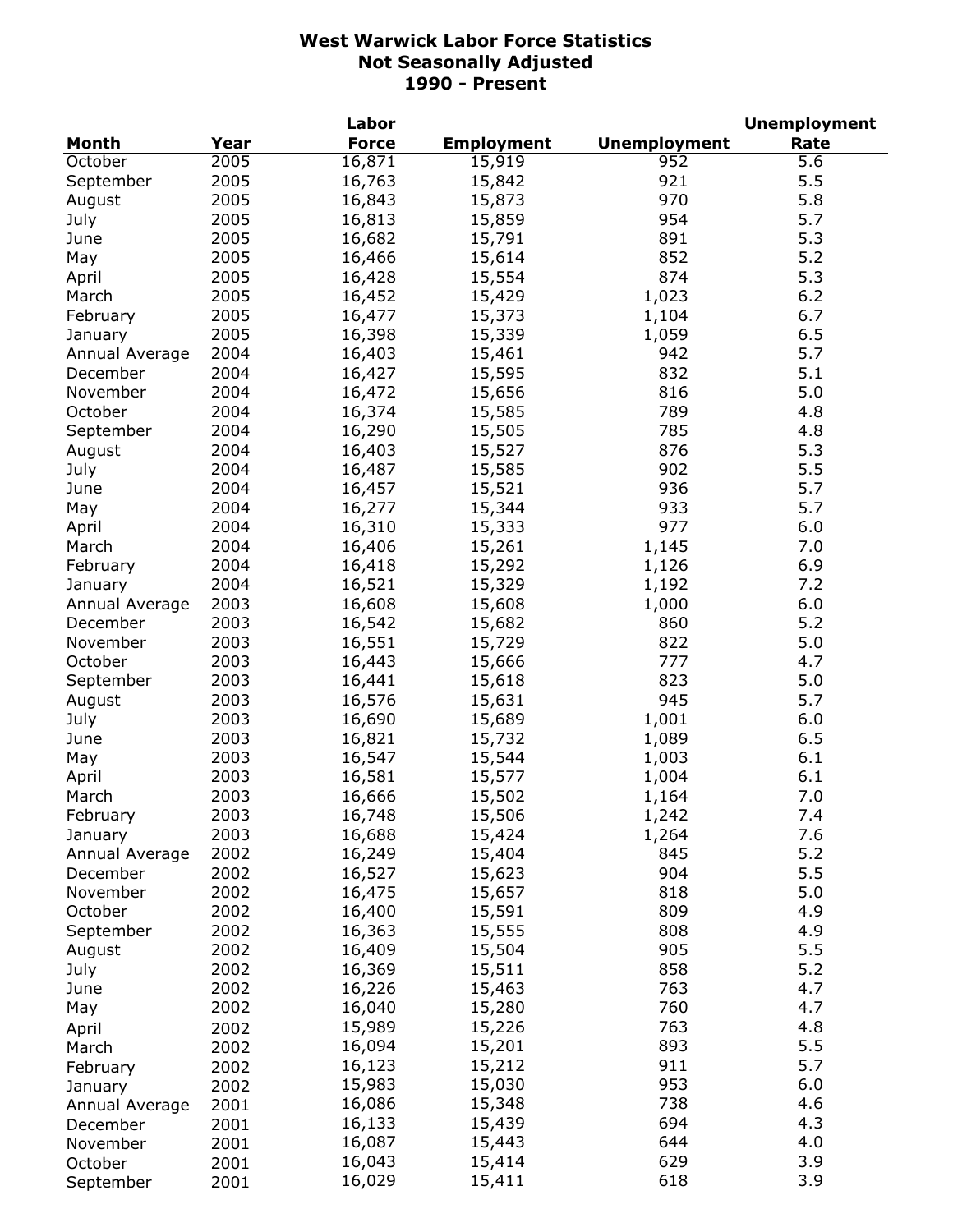# West Warwick Labor Force Statistics
## Not Seasonally Adjusted
## 1990 - Present

| Month | Year | Labor Force | Employment | Unemployment | Unemployment Rate |
|---|---|---|---|---|---|
| October | 2005 | 16,871 | 15,919 | 952 | 5.6 |
| September | 2005 | 16,763 | 15,842 | 921 | 5.5 |
| August | 2005 | 16,843 | 15,873 | 970 | 5.8 |
| July | 2005 | 16,813 | 15,859 | 954 | 5.7 |
| June | 2005 | 16,682 | 15,791 | 891 | 5.3 |
| May | 2005 | 16,466 | 15,614 | 852 | 5.2 |
| April | 2005 | 16,428 | 15,554 | 874 | 5.3 |
| March | 2005 | 16,452 | 15,429 | 1,023 | 6.2 |
| February | 2005 | 16,477 | 15,373 | 1,104 | 6.7 |
| January | 2005 | 16,398 | 15,339 | 1,059 | 6.5 |
| Annual Average | 2004 | 16,403 | 15,461 | 942 | 5.7 |
| December | 2004 | 16,427 | 15,595 | 832 | 5.1 |
| November | 2004 | 16,472 | 15,656 | 816 | 5.0 |
| October | 2004 | 16,374 | 15,585 | 789 | 4.8 |
| September | 2004 | 16,290 | 15,505 | 785 | 4.8 |
| August | 2004 | 16,403 | 15,527 | 876 | 5.3 |
| July | 2004 | 16,487 | 15,585 | 902 | 5.5 |
| June | 2004 | 16,457 | 15,521 | 936 | 5.7 |
| May | 2004 | 16,277 | 15,344 | 933 | 5.7 |
| April | 2004 | 16,310 | 15,333 | 977 | 6.0 |
| March | 2004 | 16,406 | 15,261 | 1,145 | 7.0 |
| February | 2004 | 16,418 | 15,292 | 1,126 | 6.9 |
| January | 2004 | 16,521 | 15,329 | 1,192 | 7.2 |
| Annual Average | 2003 | 16,608 | 15,608 | 1,000 | 6.0 |
| December | 2003 | 16,542 | 15,682 | 860 | 5.2 |
| November | 2003 | 16,551 | 15,729 | 822 | 5.0 |
| October | 2003 | 16,443 | 15,666 | 777 | 4.7 |
| September | 2003 | 16,441 | 15,618 | 823 | 5.0 |
| August | 2003 | 16,576 | 15,631 | 945 | 5.7 |
| July | 2003 | 16,690 | 15,689 | 1,001 | 6.0 |
| June | 2003 | 16,821 | 15,732 | 1,089 | 6.5 |
| May | 2003 | 16,547 | 15,544 | 1,003 | 6.1 |
| April | 2003 | 16,581 | 15,577 | 1,004 | 6.1 |
| March | 2003 | 16,666 | 15,502 | 1,164 | 7.0 |
| February | 2003 | 16,748 | 15,506 | 1,242 | 7.4 |
| January | 2003 | 16,688 | 15,424 | 1,264 | 7.6 |
| Annual Average | 2002 | 16,249 | 15,404 | 845 | 5.2 |
| December | 2002 | 16,527 | 15,623 | 904 | 5.5 |
| November | 2002 | 16,475 | 15,657 | 818 | 5.0 |
| October | 2002 | 16,400 | 15,591 | 809 | 4.9 |
| September | 2002 | 16,363 | 15,555 | 808 | 4.9 |
| August | 2002 | 16,409 | 15,504 | 905 | 5.5 |
| July | 2002 | 16,369 | 15,511 | 858 | 5.2 |
| June | 2002 | 16,226 | 15,463 | 763 | 4.7 |
| May | 2002 | 16,040 | 15,280 | 760 | 4.7 |
| April | 2002 | 15,989 | 15,226 | 763 | 4.8 |
| March | 2002 | 16,094 | 15,201 | 893 | 5.5 |
| February | 2002 | 16,123 | 15,212 | 911 | 5.7 |
| January | 2002 | 15,983 | 15,030 | 953 | 6.0 |
| Annual Average | 2001 | 16,086 | 15,348 | 738 | 4.6 |
| December | 2001 | 16,133 | 15,439 | 694 | 4.3 |
| November | 2001 | 16,087 | 15,443 | 644 | 4.0 |
| October | 2001 | 16,043 | 15,414 | 629 | 3.9 |
| September | 2001 | 16,029 | 15,411 | 618 | 3.9 |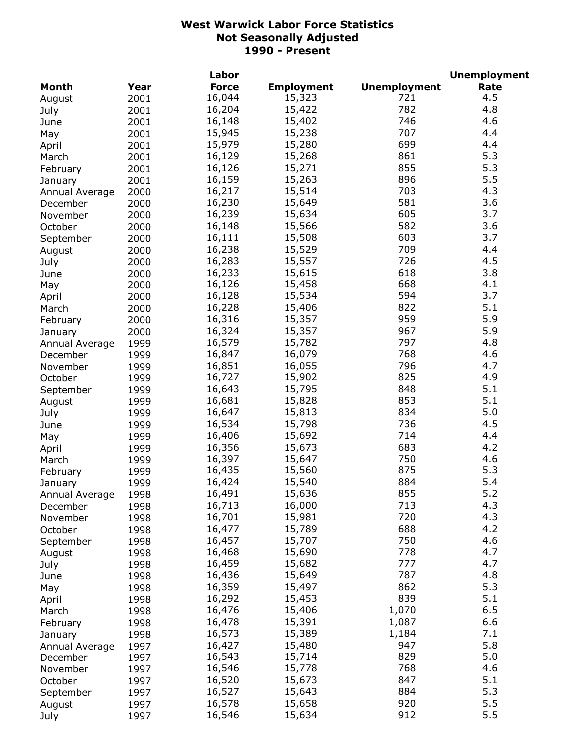# West Warwick Labor Force Statistics
## Not Seasonally Adjusted
## 1990 - Present

| Month | Year | Labor Force | Employment | Unemployment | Unemployment Rate |
|---|---|---|---|---|---|
| August | 2001 | 16,044 | 15,323 | 721 | 4.5 |
| July | 2001 | 16,204 | 15,422 | 782 | 4.8 |
| June | 2001 | 16,148 | 15,402 | 746 | 4.6 |
| May | 2001 | 15,945 | 15,238 | 707 | 4.4 |
| April | 2001 | 15,979 | 15,280 | 699 | 4.4 |
| March | 2001 | 16,129 | 15,268 | 861 | 5.3 |
| February | 2001 | 16,126 | 15,271 | 855 | 5.3 |
| January | 2001 | 16,159 | 15,263 | 896 | 5.5 |
| Annual Average | 2000 | 16,217 | 15,514 | 703 | 4.3 |
| December | 2000 | 16,230 | 15,649 | 581 | 3.6 |
| November | 2000 | 16,239 | 15,634 | 605 | 3.7 |
| October | 2000 | 16,148 | 15,566 | 582 | 3.6 |
| September | 2000 | 16,111 | 15,508 | 603 | 3.7 |
| August | 2000 | 16,238 | 15,529 | 709 | 4.4 |
| July | 2000 | 16,283 | 15,557 | 726 | 4.5 |
| June | 2000 | 16,233 | 15,615 | 618 | 3.8 |
| May | 2000 | 16,126 | 15,458 | 668 | 4.1 |
| April | 2000 | 16,128 | 15,534 | 594 | 3.7 |
| March | 2000 | 16,228 | 15,406 | 822 | 5.1 |
| February | 2000 | 16,316 | 15,357 | 959 | 5.9 |
| January | 2000 | 16,324 | 15,357 | 967 | 5.9 |
| Annual Average | 1999 | 16,579 | 15,782 | 797 | 4.8 |
| December | 1999 | 16,847 | 16,079 | 768 | 4.6 |
| November | 1999 | 16,851 | 16,055 | 796 | 4.7 |
| October | 1999 | 16,727 | 15,902 | 825 | 4.9 |
| September | 1999 | 16,643 | 15,795 | 848 | 5.1 |
| August | 1999 | 16,681 | 15,828 | 853 | 5.1 |
| July | 1999 | 16,647 | 15,813 | 834 | 5.0 |
| June | 1999 | 16,534 | 15,798 | 736 | 4.5 |
| May | 1999 | 16,406 | 15,692 | 714 | 4.4 |
| April | 1999 | 16,356 | 15,673 | 683 | 4.2 |
| March | 1999 | 16,397 | 15,647 | 750 | 4.6 |
| February | 1999 | 16,435 | 15,560 | 875 | 5.3 |
| January | 1999 | 16,424 | 15,540 | 884 | 5.4 |
| Annual Average | 1998 | 16,491 | 15,636 | 855 | 5.2 |
| December | 1998 | 16,713 | 16,000 | 713 | 4.3 |
| November | 1998 | 16,701 | 15,981 | 720 | 4.3 |
| October | 1998 | 16,477 | 15,789 | 688 | 4.2 |
| September | 1998 | 16,457 | 15,707 | 750 | 4.6 |
| August | 1998 | 16,468 | 15,690 | 778 | 4.7 |
| July | 1998 | 16,459 | 15,682 | 777 | 4.7 |
| June | 1998 | 16,436 | 15,649 | 787 | 4.8 |
| May | 1998 | 16,359 | 15,497 | 862 | 5.3 |
| April | 1998 | 16,292 | 15,453 | 839 | 5.1 |
| March | 1998 | 16,476 | 15,406 | 1,070 | 6.5 |
| February | 1998 | 16,478 | 15,391 | 1,087 | 6.6 |
| January | 1998 | 16,573 | 15,389 | 1,184 | 7.1 |
| Annual Average | 1997 | 16,427 | 15,480 | 947 | 5.8 |
| December | 1997 | 16,543 | 15,714 | 829 | 5.0 |
| November | 1997 | 16,546 | 15,778 | 768 | 4.6 |
| October | 1997 | 16,520 | 15,673 | 847 | 5.1 |
| September | 1997 | 16,527 | 15,643 | 884 | 5.3 |
| August | 1997 | 16,578 | 15,658 | 920 | 5.5 |
| July | 1997 | 16,546 | 15,634 | 912 | 5.5 |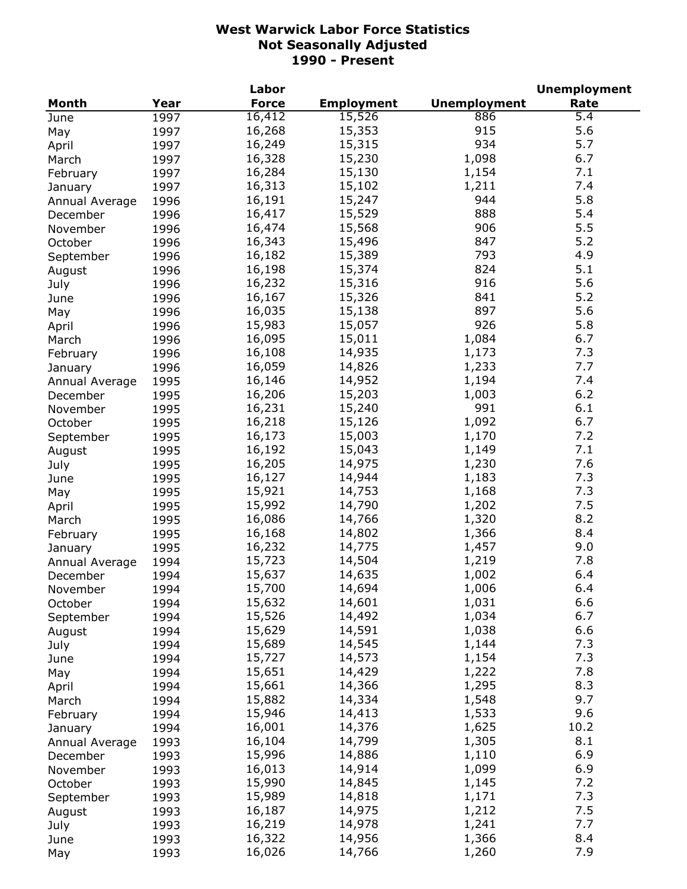# West Warwick Labor Force Statistics
## Not Seasonally Adjusted
## 1990 - Present

| Month | Year | Labor Force | Employment | Unemployment | Unemployment Rate |
|---|---|---|---|---|---|
| June | 1997 | 16,412 | 15,526 | 886 | 5.4 |
| May | 1997 | 16,268 | 15,353 | 915 | 5.6 |
| April | 1997 | 16,249 | 15,315 | 934 | 5.7 |
| March | 1997 | 16,328 | 15,230 | 1,098 | 6.7 |
| February | 1997 | 16,284 | 15,130 | 1,154 | 7.1 |
| January | 1997 | 16,313 | 15,102 | 1,211 | 7.4 |
| Annual Average | 1996 | 16,191 | 15,247 | 944 | 5.8 |
| December | 1996 | 16,417 | 15,529 | 888 | 5.4 |
| November | 1996 | 16,474 | 15,568 | 906 | 5.5 |
| October | 1996 | 16,343 | 15,496 | 847 | 5.2 |
| September | 1996 | 16,182 | 15,389 | 793 | 4.9 |
| August | 1996 | 16,198 | 15,374 | 824 | 5.1 |
| July | 1996 | 16,232 | 15,316 | 916 | 5.6 |
| June | 1996 | 16,167 | 15,326 | 841 | 5.2 |
| May | 1996 | 16,035 | 15,138 | 897 | 5.6 |
| April | 1996 | 15,983 | 15,057 | 926 | 5.8 |
| March | 1996 | 16,095 | 15,011 | 1,084 | 6.7 |
| February | 1996 | 16,108 | 14,935 | 1,173 | 7.3 |
| January | 1996 | 16,059 | 14,826 | 1,233 | 7.7 |
| Annual Average | 1995 | 16,146 | 14,952 | 1,194 | 7.4 |
| December | 1995 | 16,206 | 15,203 | 1,003 | 6.2 |
| November | 1995 | 16,231 | 15,240 | 991 | 6.1 |
| October | 1995 | 16,218 | 15,126 | 1,092 | 6.7 |
| September | 1995 | 16,173 | 15,003 | 1,170 | 7.2 |
| August | 1995 | 16,192 | 15,043 | 1,149 | 7.1 |
| July | 1995 | 16,205 | 14,975 | 1,230 | 7.6 |
| June | 1995 | 16,127 | 14,944 | 1,183 | 7.3 |
| May | 1995 | 15,921 | 14,753 | 1,168 | 7.3 |
| April | 1995 | 15,992 | 14,790 | 1,202 | 7.5 |
| March | 1995 | 16,086 | 14,766 | 1,320 | 8.2 |
| February | 1995 | 16,168 | 14,802 | 1,366 | 8.4 |
| January | 1995 | 16,232 | 14,775 | 1,457 | 9.0 |
| Annual Average | 1994 | 15,723 | 14,504 | 1,219 | 7.8 |
| December | 1994 | 15,637 | 14,635 | 1,002 | 6.4 |
| November | 1994 | 15,700 | 14,694 | 1,006 | 6.4 |
| October | 1994 | 15,632 | 14,601 | 1,031 | 6.6 |
| September | 1994 | 15,526 | 14,492 | 1,034 | 6.7 |
| August | 1994 | 15,629 | 14,591 | 1,038 | 6.6 |
| July | 1994 | 15,689 | 14,545 | 1,144 | 7.3 |
| June | 1994 | 15,727 | 14,573 | 1,154 | 7.3 |
| May | 1994 | 15,651 | 14,429 | 1,222 | 7.8 |
| April | 1994 | 15,661 | 14,366 | 1,295 | 8.3 |
| March | 1994 | 15,882 | 14,334 | 1,548 | 9.7 |
| February | 1994 | 15,946 | 14,413 | 1,533 | 9.6 |
| January | 1994 | 16,001 | 14,376 | 1,625 | 10.2 |
| Annual Average | 1993 | 16,104 | 14,799 | 1,305 | 8.1 |
| December | 1993 | 15,996 | 14,886 | 1,110 | 6.9 |
| November | 1993 | 16,013 | 14,914 | 1,099 | 6.9 |
| October | 1993 | 15,990 | 14,845 | 1,145 | 7.2 |
| September | 1993 | 15,989 | 14,818 | 1,171 | 7.3 |
| August | 1993 | 16,187 | 14,975 | 1,212 | 7.5 |
| July | 1993 | 16,219 | 14,978 | 1,241 | 7.7 |
| June | 1993 | 16,322 | 14,956 | 1,366 | 8.4 |
| May | 1993 | 16,026 | 14,766 | 1,260 | 7.9 |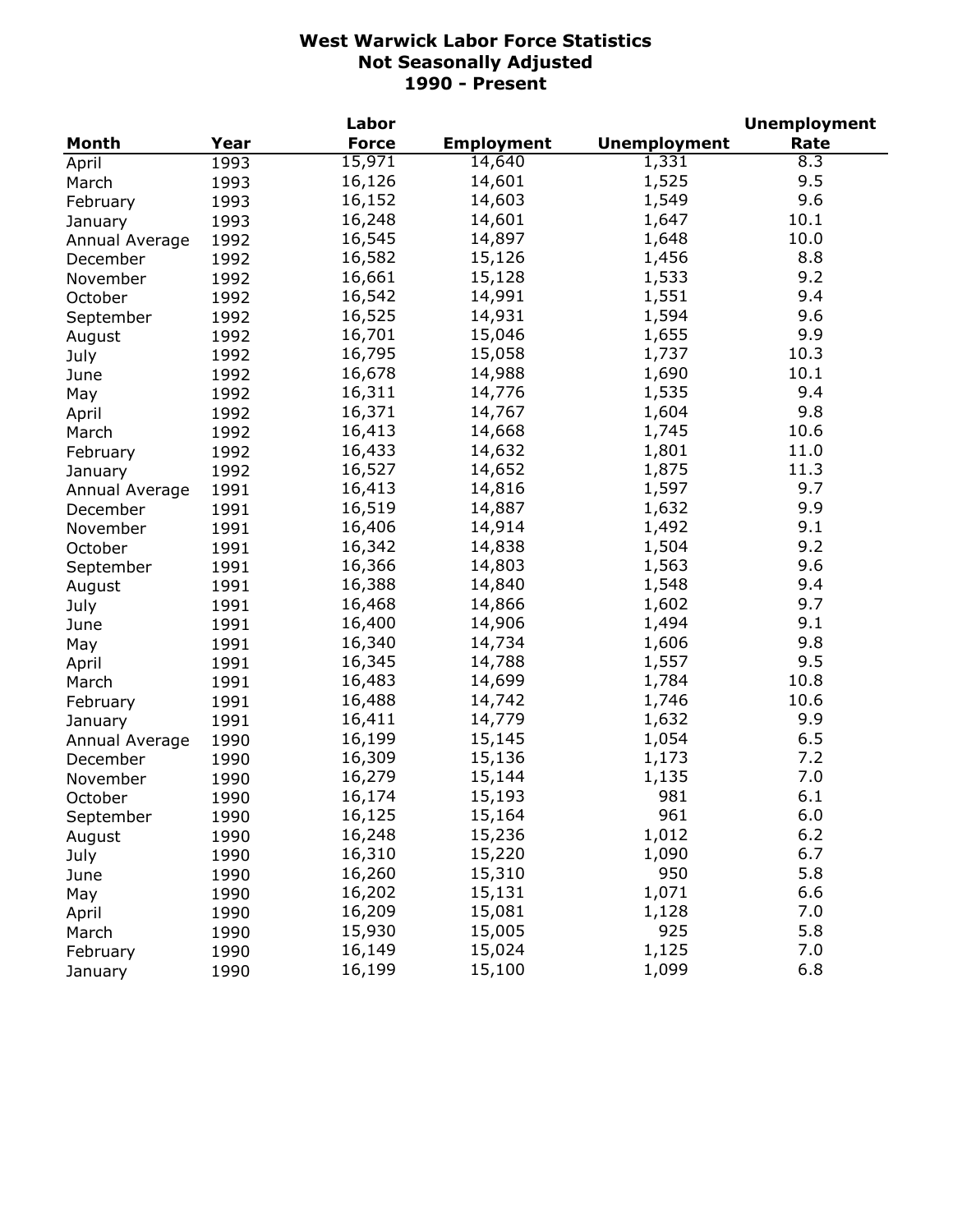# West Warwick Labor Force Statistics
## Not Seasonally Adjusted
## 1990 - Present

| Month | Year | Labor Force | Employment | Unemployment | Unemployment Rate |
|---|---|---|---|---|---|
| April | 1993 | 15,971 | 14,640 | 1,331 | 8.3 |
| March | 1993 | 16,126 | 14,601 | 1,525 | 9.5 |
| February | 1993 | 16,152 | 14,603 | 1,549 | 9.6 |
| January | 1993 | 16,248 | 14,601 | 1,647 | 10.1 |
| Annual Average | 1992 | 16,545 | 14,897 | 1,648 | 10.0 |
| December | 1992 | 16,582 | 15,126 | 1,456 | 8.8 |
| November | 1992 | 16,661 | 15,128 | 1,533 | 9.2 |
| October | 1992 | 16,542 | 14,991 | 1,551 | 9.4 |
| September | 1992 | 16,525 | 14,931 | 1,594 | 9.6 |
| August | 1992 | 16,701 | 15,046 | 1,655 | 9.9 |
| July | 1992 | 16,795 | 15,058 | 1,737 | 10.3 |
| June | 1992 | 16,678 | 14,988 | 1,690 | 10.1 |
| May | 1992 | 16,311 | 14,776 | 1,535 | 9.4 |
| April | 1992 | 16,371 | 14,767 | 1,604 | 9.8 |
| March | 1992 | 16,413 | 14,668 | 1,745 | 10.6 |
| February | 1992 | 16,433 | 14,632 | 1,801 | 11.0 |
| January | 1992 | 16,527 | 14,652 | 1,875 | 11.3 |
| Annual Average | 1991 | 16,413 | 14,816 | 1,597 | 9.7 |
| December | 1991 | 16,519 | 14,887 | 1,632 | 9.9 |
| November | 1991 | 16,406 | 14,914 | 1,492 | 9.1 |
| October | 1991 | 16,342 | 14,838 | 1,504 | 9.2 |
| September | 1991 | 16,366 | 14,803 | 1,563 | 9.6 |
| August | 1991 | 16,388 | 14,840 | 1,548 | 9.4 |
| July | 1991 | 16,468 | 14,866 | 1,602 | 9.7 |
| June | 1991 | 16,400 | 14,906 | 1,494 | 9.1 |
| May | 1991 | 16,340 | 14,734 | 1,606 | 9.8 |
| April | 1991 | 16,345 | 14,788 | 1,557 | 9.5 |
| March | 1991 | 16,483 | 14,699 | 1,784 | 10.8 |
| February | 1991 | 16,488 | 14,742 | 1,746 | 10.6 |
| January | 1991 | 16,411 | 14,779 | 1,632 | 9.9 |
| Annual Average | 1990 | 16,199 | 15,145 | 1,054 | 6.5 |
| December | 1990 | 16,309 | 15,136 | 1,173 | 7.2 |
| November | 1990 | 16,279 | 15,144 | 1,135 | 7.0 |
| October | 1990 | 16,174 | 15,193 | 981 | 6.1 |
| September | 1990 | 16,125 | 15,164 | 961 | 6.0 |
| August | 1990 | 16,248 | 15,236 | 1,012 | 6.2 |
| July | 1990 | 16,310 | 15,220 | 1,090 | 6.7 |
| June | 1990 | 16,260 | 15,310 | 950 | 5.8 |
| May | 1990 | 16,202 | 15,131 | 1,071 | 6.6 |
| April | 1990 | 16,209 | 15,081 | 1,128 | 7.0 |
| March | 1990 | 15,930 | 15,005 | 925 | 5.8 |
| February | 1990 | 16,149 | 15,024 | 1,125 | 7.0 |
| January | 1990 | 16,199 | 15,100 | 1,099 | 6.8 |